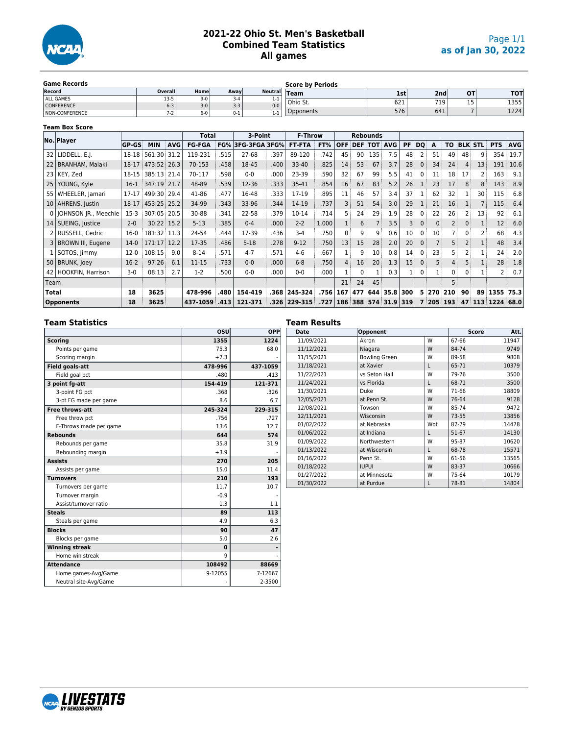# 2021-22 Ohio St. Men's Basketball
## Combined Team Statistics
### All games

as of Jan 30, 2022

**Game Records**

| Record | Overall | Home | Away | Neutral |
|---|---|---|---|---|
| ALL GAMES | 13-5 | 9-0 | 3-4 | 1-1 |
| CONFERENCE | 6-3 | 3-0 | 3-3 | 0-0 |
| NON-CONFERENCE | 7-2 | 6-0 | 0-1 | 1-1 |

**Score by Periods**

| Team | 1st | 2nd | OT | TOT |
|---|---|---|---|---|
| Ohio St. | 621 | 719 | 15 | 1355 |
| Opponents | 576 | 641 | 7 | 1224 |

**Team Box Score**

| No. | Player | GP-GS | MIN | AVG | Total FG-FGA | FG% | 3-Point 3FG-3FGA | 3FG% | F-Throw FT-FTA | FT% | Rebounds OFF | DEF | TOT | AVG | PF | DQ | A | TO | BLK | STL | PTS | AVG |
|---|---|---|---|---|---|---|---|---|---|---|---|---|---|---|---|---|---|---|---|---|---|---|
| 32 | LIDDELL, E.J. | 18-18 | 561:30 | 31.2 | 119-231 | .515 | 27-68 | .397 | 89-120 | .742 | 45 | 90 | 135 | 7.5 | 48 | 2 | 51 | 49 | 48 | 9 | 354 | 19.7 |
| 22 | BRANHAM, Malaki | 18-17 | 473:52 | 26.3 | 70-153 | .458 | 18-45 | .400 | 33-40 | .825 | 14 | 53 | 67 | 3.7 | 28 | 0 | 34 | 24 | 4 | 13 | 191 | 10.6 |
| 23 | KEY, Zed | 18-15 | 385:13 | 21.4 | 70-117 | .598 | 0-0 | .000 | 23-39 | .590 | 32 | 67 | 99 | 5.5 | 41 | 0 | 11 | 18 | 17 | 2 | 163 | 9.1 |
| 25 | YOUNG, Kyle | 16-1 | 347:19 | 21.7 | 48-89 | .539 | 12-36 | .333 | 35-41 | .854 | 16 | 67 | 83 | 5.2 | 26 | 1 | 23 | 17 | 8 | 8 | 143 | 8.9 |
| 55 | WHEELER, Jamari | 17-17 | 499:30 | 29.4 | 41-86 | .477 | 16-48 | .333 | 17-19 | .895 | 11 | 46 | 57 | 3.4 | 37 | 1 | 62 | 32 | 1 | 30 | 115 | 6.8 |
| 10 | AHRENS, Justin | 18-17 | 453:25 | 25.2 | 34-99 | .343 | 33-96 | .344 | 14-19 | .737 | 3 | 51 | 54 | 3.0 | 29 | 1 | 21 | 16 | 1 | 7 | 115 | 6.4 |
| 0 | JOHNSON JR., Meechie | 15-3 | 307:05 | 20.5 | 30-88 | .341 | 22-58 | .379 | 10-14 | .714 | 5 | 24 | 29 | 1.9 | 28 | 0 | 22 | 26 | 2 | 13 | 92 | 6.1 |
| 14 | SUEING, Justice | 2-0 | 30:22 | 15.2 | 5-13 | .385 | 0-4 | .000 | 2-2 | 1.000 | 1 | 6 | 7 | 3.5 | 3 | 0 | 0 | 2 | 0 | 1 | 12 | 6.0 |
| 2 | RUSSELL, Cedric | 16-0 | 181:32 | 11.3 | 24-54 | .444 | 17-39 | .436 | 3-4 | .750 | 0 | 9 | 9 | 0.6 | 10 | 0 | 10 | 7 | 0 | 2 | 68 | 4.3 |
| 3 | BROWN III, Eugene | 14-0 | 171:17 | 12.2 | 17-35 | .486 | 5-18 | .278 | 9-12 | .750 | 13 | 15 | 28 | 2.0 | 20 | 0 | 7 | 5 | 2 | 1 | 48 | 3.4 |
| 1 | SOTOS, Jimmy | 12-0 | 108:15 | 9.0 | 8-14 | .571 | 4-7 | .571 | 4-6 | .667 | 1 | 9 | 10 | 0.8 | 14 | 0 | 23 | 5 | 2 | 1 | 24 | 2.0 |
| 50 | BRUNK, Joey | 16-2 | 97:26 | 6.1 | 11-15 | .733 | 0-0 | .000 | 6-8 | .750 | 4 | 16 | 20 | 1.3 | 15 | 0 | 5 | 4 | 5 | 1 | 28 | 1.8 |
| 42 | HOOKFIN, Harrison | 3-0 | 08:13 | 2.7 | 1-2 | .500 | 0-0 | .000 | 0-0 | .000 | 1 | 0 | 1 | 0.3 | 1 | 0 | 1 | 0 | 0 | 1 | 2 | 0.7 |
| | Team | | | | | | | | | | 21 | 24 | 45 | | | | | 5 | | | | |
| | **Total** | 18 | 3625 | | 478-996 | .480 | 154-419 | .368 | 245-324 | .756 | 167 | 477 | 644 | 35.8 | 300 | 5 | 270 | 210 | 90 | 89 | 1355 | 75.3 |
| | **Opponents** | 18 | 3625 | | 437-1059 | .413 | 121-371 | .326 | 229-315 | .727 | 186 | 388 | 574 | 31.9 | 319 | 7 | 205 | 193 | 47 | 113 | 1224 | 68.0 |

## Team Statistics

| | OSU | OPP |
|---|---|---|
| **Scoring** | **1355** | **1224** |
| Points per game | 75.3 | 68.0 |
| Scoring margin | +7.3 | - |
| **Field goals-att** | **478-996** | **437-1059** |
| Field goal pct | .480 | .413 |
| **3 point fg-att** | **154-419** | **121-371** |
| 3-point FG pct | .368 | .326 |
| 3-pt FG made per game | 8.6 | 6.7 |
| **Free throws-att** | **245-324** | **229-315** |
| Free throw pct | .756 | .727 |
| F-Throws made per game | 13.6 | 12.7 |
| **Rebounds** | **644** | **574** |
| Rebounds per game | 35.8 | 31.9 |
| Rebounding margin | +3.9 | - |
| **Assists** | **270** | **205** |
| Assists per game | 15.0 | 11.4 |
| **Turnovers** | **210** | **193** |
| Turnovers per game | 11.7 | 10.7 |
| Turnover margin | -0.9 | - |
| Assist/turnover ratio | 1.3 | 1.1 |
| **Steals** | **89** | **113** |
| Steals per game | 4.9 | 6.3 |
| **Blocks** | **90** | **47** |
| Blocks per game | 5.0 | 2.6 |
| **Winning streak** | **0** | **-** |
| Home win streak | 9 | - |
| **Attendance** | **108492** | **88669** |
| Home games-Avg/Game | 9-12055 | 7-12667 |
| Neutral site-Avg/Game | - | 2-3500 |

## Team Results

| Date | Opponent | | Score | Att. |
|---|---|---|---|---|
| 11/09/2021 | Akron | W | 67-66 | 11947 |
| 11/12/2021 | Niagara | W | 84-74 | 9749 |
| 11/15/2021 | Bowling Green | W | 89-58 | 9808 |
| 11/18/2021 | at Xavier | L | 65-71 | 10379 |
| 11/22/2021 | vs Seton Hall | W | 79-76 | 3500 |
| 11/24/2021 | vs Florida | L | 68-71 | 3500 |
| 11/30/2021 | Duke | W | 71-66 | 18809 |
| 12/05/2021 | at Penn St. | W | 76-64 | 9128 |
| 12/08/2021 | Towson | W | 85-74 | 9472 |
| 12/11/2021 | Wisconsin | W | 73-55 | 13856 |
| 01/02/2022 | at Nebraska | Wot | 87-79 | 14478 |
| 01/06/2022 | at Indiana | L | 51-67 | 14130 |
| 01/09/2022 | Northwestern | W | 95-87 | 10620 |
| 01/13/2022 | at Wisconsin | L | 68-78 | 15571 |
| 01/16/2022 | Penn St. | W | 61-56 | 13565 |
| 01/18/2022 | IUPUI | W | 83-37 | 10666 |
| 01/27/2022 | at Minnesota | W | 75-64 | 10179 |
| 01/30/2022 | at Purdue | L | 78-81 | 14804 |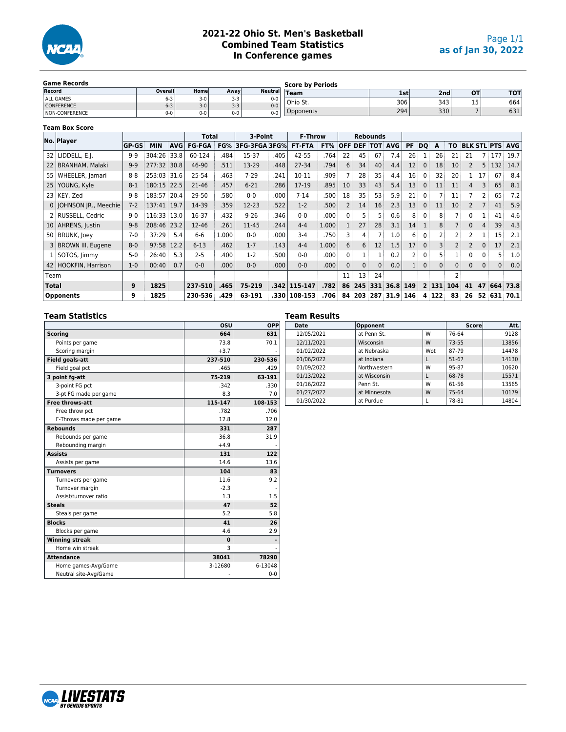# 2021-22 Ohio St. Men's Basketball Combined Team Statistics In Conference games

Page 1/1
as of Jan 30, 2022

**Game Records**

| Record | Overall | Home | Away | Neutral |
|---|---|---|---|---|
| ALL GAMES | 6-3 | 3-0 | 3-3 | 0-0 |
| CONFERENCE | 6-3 | 3-0 | 3-3 | 0-0 |
| NON-CONFERENCE | 0-0 | 0-0 | 0-0 | 0-0 |

**Score by Periods**

| Team | 1st | 2nd | OT | TOT |
|---|---|---|---|---|
| Ohio St. | 306 | 343 | 15 | 664 |
| Opponents | 294 | 330 | 7 | 631 |

**Team Box Score**

| No. | Player | GP-GS | MIN | AVG | Total FG-FGA | FG% | 3-Point 3FG-3FGA | 3FG% | F-Throw FT-FTA | FT% | Rebounds OFF | DEF | TOT | AVG | PF | DQ | A | TO | BLK | STL | PTS | AVG |
|---|---|---|---|---|---|---|---|---|---|---|---|---|---|---|---|---|---|---|---|---|---|---|
| 32 | LIDDELL, E.J. | 9-9 | 304:26 | 33.8 | 60-124 | .484 | 15-37 | .405 | 42-55 | .764 | 22 | 45 | 67 | 7.4 | 26 | 1 | 26 | 21 | 21 | 7 | 177 | 19.7 |
| 22 | BRANHAM, Malaki | 9-9 | 277:32 | 30.8 | 46-90 | .511 | 13-29 | .448 | 27-34 | .794 | 6 | 34 | 40 | 4.4 | 12 | 0 | 18 | 10 | 2 | 5 | 132 | 14.7 |
| 55 | WHEELER, Jamari | 8-8 | 253:03 | 31.6 | 25-54 | .463 | 7-29 | .241 | 10-11 | .909 | 7 | 28 | 35 | 4.4 | 16 | 0 | 32 | 20 | 1 | 17 | 67 | 8.4 |
| 25 | YOUNG, Kyle | 8-1 | 180:15 | 22.5 | 21-46 | .457 | 6-21 | .286 | 17-19 | .895 | 10 | 33 | 43 | 5.4 | 13 | 0 | 11 | 11 | 4 | 3 | 65 | 8.1 |
| 23 | KEY, Zed | 9-8 | 183:57 | 20.4 | 29-50 | .580 | 0-0 | .000 | 7-14 | .500 | 18 | 35 | 53 | 5.9 | 21 | 0 | 7 | 11 | 7 | 2 | 65 | 7.2 |
| 0 | JOHNSON JR., Meechie | 7-2 | 137:41 | 19.7 | 14-39 | .359 | 12-23 | .522 | 1-2 | .500 | 2 | 14 | 16 | 2.3 | 13 | 0 | 11 | 10 | 2 | 7 | 41 | 5.9 |
| 2 | RUSSELL, Cedric | 9-0 | 116:33 | 13.0 | 16-37 | .432 | 9-26 | .346 | 0-0 | .000 | 0 | 5 | 5 | 0.6 | 8 | 0 | 8 | 7 | 0 | 1 | 41 | 4.6 |
| 10 | AHRENS, Justin | 9-8 | 208:46 | 23.2 | 12-46 | .261 | 11-45 | .244 | 4-4 | 1.000 | 1 | 27 | 28 | 3.1 | 14 | 1 | 8 | 7 | 0 | 4 | 39 | 4.3 |
| 50 | BRUNK, Joey | 7-0 | 37:29 | 5.4 | 6-6 | 1.000 | 0-0 | .000 | 3-4 | .750 | 3 | 4 | 7 | 1.0 | 6 | 0 | 2 | 2 | 2 | 1 | 15 | 2.1 |
| 3 | BROWN III, Eugene | 8-0 | 97:58 | 12.2 | 6-13 | .462 | 1-7 | .143 | 4-4 | 1.000 | 6 | 6 | 12 | 1.5 | 17 | 0 | 3 | 2 | 2 | 0 | 17 | 2.1 |
| 1 | SOTOS, Jimmy | 5-0 | 26:40 | 5.3 | 2-5 | .400 | 1-2 | .500 | 0-0 | .000 | 0 | 1 | 1 | 0.2 | 2 | 0 | 5 | 1 | 0 | 0 | 5 | 1.0 |
| 42 | HOOKFIN, Harrison | 1-0 | 00:40 | 0.7 | 0-0 | .000 | 0-0 | .000 | 0-0 | .000 | 0 | 0 | 0 | 0.0 | 1 | 0 | 0 | 0 | 0 | 0 | 0 | 0.0 |
| | Team | | | | | | | | | | 11 | 13 | 24 | | | | | 2 | | | | |
| | **Total** | **9** | **1825** | | **237-510** | **.465** | **75-219** | **.342** | **115-147** | **.782** | **86** | **245** | **331** | **36.8** | **149** | **2** | **131** | **104** | **41** | **47** | **664** | **73.8** |
| | **Opponents** | **9** | **1825** | | **230-536** | **.429** | **63-191** | **.330** | **108-153** | **.706** | **84** | **203** | **287** | **31.9** | **146** | **4** | **122** | **83** | **26** | **52** | **631** | **70.1** |

**Team Statistics**

| | OSU | OPP |
|---|---|---|
| **Scoring** | **664** | **631** |
| Points per game | 73.8 | 70.1 |
| Scoring margin | +3.7 | - |
| **Field goals-att** | **237-510** | **230-536** |
| Field goal pct | .465 | .429 |
| **3 point fg-att** | **75-219** | **63-191** |
| 3-point FG pct | .342 | .330 |
| 3-pt FG made per game | 8.3 | 7.0 |
| **Free throws-att** | **115-147** | **108-153** |
| Free throw pct | .782 | .706 |
| F-Throws made per game | 12.8 | 12.0 |
| **Rebounds** | **331** | **287** |
| Rebounds per game | 36.8 | 31.9 |
| Rebounding margin | +4.9 | - |
| **Assists** | **131** | **122** |
| Assists per game | 14.6 | 13.6 |
| **Turnovers** | **104** | **83** |
| Turnovers per game | 11.6 | 9.2 |
| Turnover margin | -2.3 | - |
| Assist/turnover ratio | 1.3 | 1.5 |
| **Steals** | **47** | **52** |
| Steals per game | 5.2 | 5.8 |
| **Blocks** | **41** | **26** |
| Blocks per game | 4.6 | 2.9 |
| **Winning streak** | **0** | **-** |
| Home win streak | 3 | |
| **Attendance** | **38041** | **78290** |
| Home games-Avg/Game | 3-12680 | 6-13048 |
| Neutral site-Avg/Game | - | 0-0 |

**Team Results**

| Date | Opponent | | Score | Att. |
|---|---|---|---|---|
| 12/05/2021 | at Penn St. | W | 76-64 | 9128 |
| 12/11/2021 | Wisconsin | W | 73-55 | 13856 |
| 01/02/2022 | at Nebraska | Wot | 87-79 | 14478 |
| 01/06/2022 | at Indiana | L | 51-67 | 14130 |
| 01/09/2022 | Northwestern | W | 95-87 | 10620 |
| 01/13/2022 | at Wisconsin | L | 68-78 | 15571 |
| 01/16/2022 | Penn St. | W | 61-56 | 13565 |
| 01/27/2022 | at Minnesota | W | 75-64 | 10179 |
| 01/30/2022 | at Purdue | L | 78-81 | 14804 |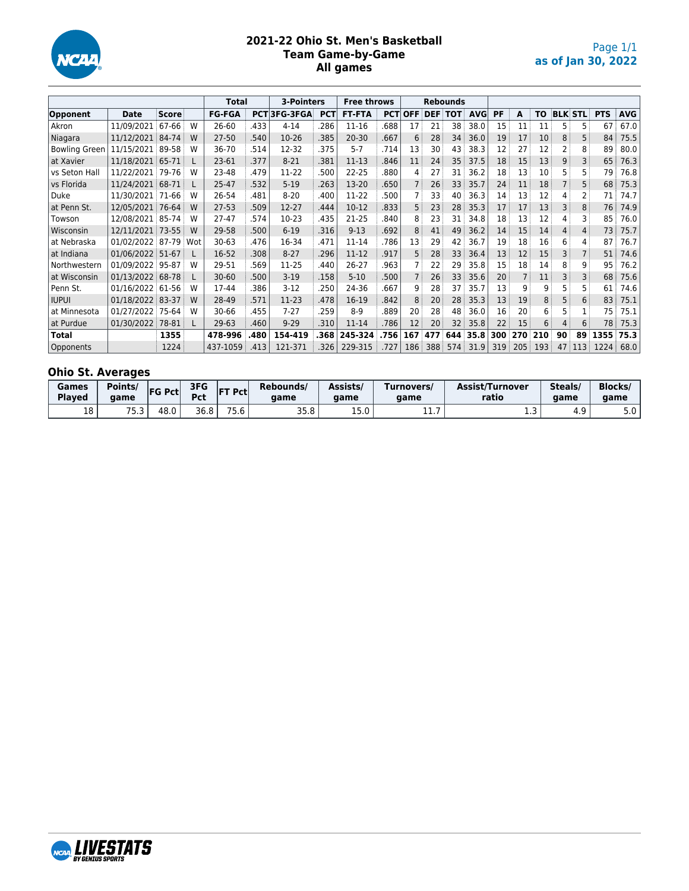# 2021-22 Ohio St. Men's Basketball
## Team Game-by-Game
## All games

as of Jan 30, 2022

| | | | | Total | | 3-Pointers | | Free throws | | Rebounds | | | | | | | | | | |
|---|---|---|---|---|---|---|---|---|---|---|---|---|---|---|---|---|---|---|---|---|
| Opponent | Date | Score | | FG-FGA | PCT | 3FG-3FGA | PCT | FT-FTA | PCT | OFF | DEF | TOT | AVG | PF | A | TO | BLK | STL | PTS | AVG |
| Akron | 11/09/2021 | 67-66 | W | 26-60 | .433 | 4-14 | .286 | 11-16 | .688 | 17 | 21 | 38 | 38.0 | 15 | 11 | 11 | 5 | 5 | 67 | 67.0 |
| Niagara | 11/12/2021 | 84-74 | W | 27-50 | .540 | 10-26 | .385 | 20-30 | .667 | 6 | 28 | 34 | 36.0 | 19 | 17 | 10 | 8 | 5 | 84 | 75.5 |
| Bowling Green | 11/15/2021 | 89-58 | W | 36-70 | .514 | 12-32 | .375 | 5-7 | .714 | 13 | 30 | 43 | 38.3 | 12 | 27 | 12 | 2 | 8 | 89 | 80.0 |
| at Xavier | 11/18/2021 | 65-71 | L | 23-61 | .377 | 8-21 | .381 | 11-13 | .846 | 11 | 24 | 35 | 37.5 | 18 | 15 | 13 | 9 | 3 | 65 | 76.3 |
| vs Seton Hall | 11/22/2021 | 79-76 | W | 23-48 | .479 | 11-22 | .500 | 22-25 | .880 | 4 | 27 | 31 | 36.2 | 18 | 13 | 10 | 5 | 5 | 79 | 76.8 |
| vs Florida | 11/24/2021 | 68-71 | L | 25-47 | .532 | 5-19 | .263 | 13-20 | .650 | 7 | 26 | 33 | 35.7 | 24 | 11 | 18 | 7 | 5 | 68 | 75.3 |
| Duke | 11/30/2021 | 71-66 | W | 26-54 | .481 | 8-20 | .400 | 11-22 | .500 | 7 | 33 | 40 | 36.3 | 14 | 13 | 12 | 4 | 2 | 71 | 74.7 |
| at Penn St. | 12/05/2021 | 76-64 | W | 27-53 | .509 | 12-27 | .444 | 10-12 | .833 | 5 | 23 | 28 | 35.3 | 17 | 17 | 13 | 3 | 8 | 76 | 74.9 |
| Towson | 12/08/2021 | 85-74 | W | 27-47 | .574 | 10-23 | .435 | 21-25 | .840 | 8 | 23 | 31 | 34.8 | 18 | 13 | 12 | 4 | 3 | 85 | 76.0 |
| Wisconsin | 12/11/2021 | 73-55 | W | 29-58 | .500 | 6-19 | .316 | 9-13 | .692 | 8 | 41 | 49 | 36.2 | 14 | 15 | 14 | 4 | 4 | 73 | 75.7 |
| at Nebraska | 01/02/2022 | 87-79 | Wot | 30-63 | .476 | 16-34 | .471 | 11-14 | .786 | 13 | 29 | 42 | 36.7 | 19 | 18 | 16 | 6 | 4 | 87 | 76.7 |
| at Indiana | 01/06/2022 | 51-67 | L | 16-52 | .308 | 8-27 | .296 | 11-12 | .917 | 5 | 28 | 33 | 36.4 | 13 | 12 | 15 | 3 | 7 | 51 | 74.6 |
| Northwestern | 01/09/2022 | 95-87 | W | 29-51 | .569 | 11-25 | .440 | 26-27 | .963 | 7 | 22 | 29 | 35.8 | 15 | 18 | 14 | 8 | 9 | 95 | 76.2 |
| at Wisconsin | 01/13/2022 | 68-78 | L | 30-60 | .500 | 3-19 | .158 | 5-10 | .500 | 7 | 26 | 33 | 35.6 | 20 | 7 | 11 | 3 | 3 | 68 | 75.6 |
| Penn St. | 01/16/2022 | 61-56 | W | 17-44 | .386 | 3-12 | .250 | 24-36 | .667 | 9 | 28 | 37 | 35.7 | 13 | 9 | 9 | 5 | 5 | 61 | 74.6 |
| IUPUI | 01/18/2022 | 83-37 | W | 28-49 | .571 | 11-23 | .478 | 16-19 | .842 | 8 | 20 | 28 | 35.3 | 13 | 19 | 8 | 5 | 6 | 83 | 75.1 |
| at Minnesota | 01/27/2022 | 75-64 | W | 30-66 | .455 | 7-27 | .259 | 8-9 | .889 | 20 | 28 | 48 | 36.0 | 16 | 20 | 6 | 5 | 1 | 75 | 75.1 |
| at Purdue | 01/30/2022 | 78-81 | L | 29-63 | .460 | 9-29 | .310 | 11-14 | .786 | 12 | 20 | 32 | 35.8 | 22 | 15 | 6 | 4 | 6 | 78 | 75.3 |
| **Total** | | **1355** | | **478-996** | **.480** | **154-419** | **.368** | **245-324** | **.756** | **167** | **477** | **644** | **35.8** | **300** | **270** | **210** | **90** | **89** | **1355** | **75.3** |
| Opponents | | 1224 | | 437-1059 | .413 | 121-371 | .326 | 229-315 | .727 | 186 | 388 | 574 | 31.9 | 319 | 205 | 193 | 47 | 113 | 1224 | 68.0 |

## Ohio St. Averages

| Games Played | Points/ game | FG Pct | 3FG Pct | FT Pct | Rebounds/ game | Assists/ game | Turnovers/ game | Assist/Turnover ratio | Steals/ game | Blocks/ game |
|---|---|---|---|---|---|---|---|---|---|---|
| 18 | 75.3 | 48.0 | 36.8 | 75.6 | 35.8 | 15.0 | 11.7 | 1.3 | 4.9 | 5.0 |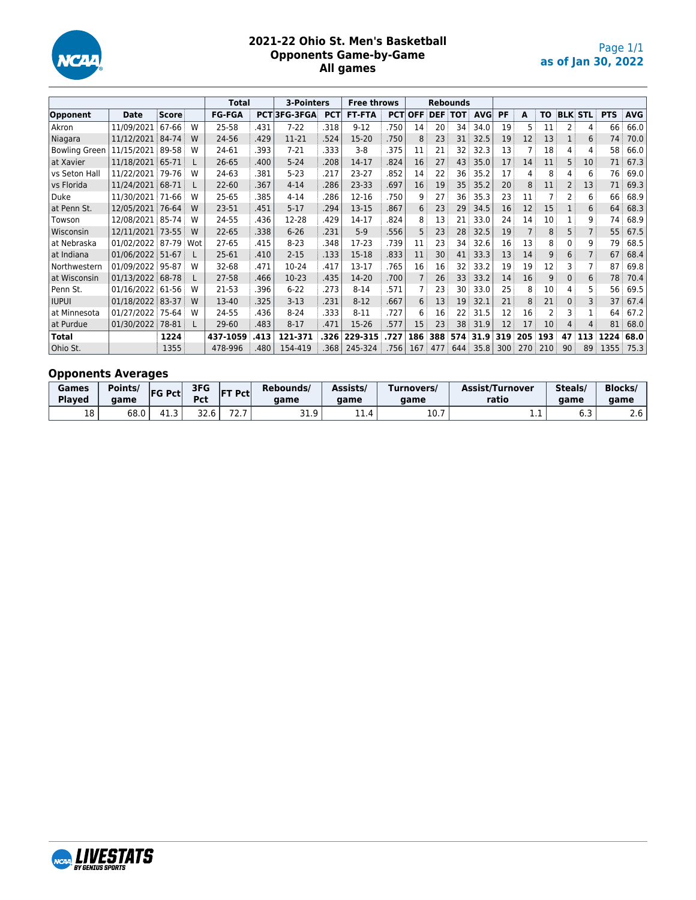# 2021-22 Ohio St. Men's Basketball
## Opponents Game-by-Game
### All games

as of Jan 30, 2022

| | | | | Total | | 3-Pointers | | Free throws | | Rebounds | | | | | | | | | | |
|---|---|---|---|---|---|---|---|---|---|---|---|---|---|---|---|---|---|---|---|---|
| Opponent | Date | Score | | FG-FGA | PCT | 3FG-3FGA | PCT | FT-FTA | PCT | OFF | DEF | TOT | AVG | PF | A | TO | BLK | STL | PTS | AVG |
| Akron | 11/09/2021 | 67-66 | W | 25-58 | .431 | 7-22 | .318 | 9-12 | .750 | 14 | 20 | 34 | 34.0 | 19 | 5 | 11 | 2 | 4 | 66 | 66.0 |
| Niagara | 11/12/2021 | 84-74 | W | 24-56 | .429 | 11-21 | .524 | 15-20 | .750 | 8 | 23 | 31 | 32.5 | 19 | 12 | 13 | 1 | 6 | 74 | 70.0 |
| Bowling Green | 11/15/2021 | 89-58 | W | 24-61 | .393 | 7-21 | .333 | 3-8 | .375 | 11 | 21 | 32 | 32.3 | 13 | 7 | 18 | 4 | 4 | 58 | 66.0 |
| at Xavier | 11/18/2021 | 65-71 | L | 26-65 | .400 | 5-24 | .208 | 14-17 | .824 | 16 | 27 | 43 | 35.0 | 17 | 14 | 11 | 5 | 10 | 71 | 67.3 |
| vs Seton Hall | 11/22/2021 | 79-76 | W | 24-63 | .381 | 5-23 | .217 | 23-27 | .852 | 14 | 22 | 36 | 35.2 | 17 | 4 | 8 | 4 | 6 | 76 | 69.0 |
| vs Florida | 11/24/2021 | 68-71 | L | 22-60 | .367 | 4-14 | .286 | 23-33 | .697 | 16 | 19 | 35 | 35.2 | 20 | 8 | 11 | 2 | 13 | 71 | 69.3 |
| Duke | 11/30/2021 | 71-66 | W | 25-65 | .385 | 4-14 | .286 | 12-16 | .750 | 9 | 27 | 36 | 35.3 | 23 | 11 | 7 | 2 | 6 | 66 | 68.9 |
| at Penn St. | 12/05/2021 | 76-64 | W | 23-51 | .451 | 5-17 | .294 | 13-15 | .867 | 6 | 23 | 29 | 34.5 | 16 | 12 | 15 | 1 | 6 | 64 | 68.3 |
| Towson | 12/08/2021 | 85-74 | W | 24-55 | .436 | 12-28 | .429 | 14-17 | .824 | 8 | 13 | 21 | 33.0 | 24 | 14 | 10 | 1 | 9 | 74 | 68.9 |
| Wisconsin | 12/11/2021 | 73-55 | W | 22-65 | .338 | 6-26 | .231 | 5-9 | .556 | 5 | 23 | 28 | 32.5 | 19 | 7 | 8 | 5 | 7 | 55 | 67.5 |
| at Nebraska | 01/02/2022 | 87-79 | Wot | 27-65 | .415 | 8-23 | .348 | 17-23 | .739 | 11 | 23 | 34 | 32.6 | 16 | 13 | 8 | 0 | 9 | 79 | 68.5 |
| at Indiana | 01/06/2022 | 51-67 | L | 25-61 | .410 | 2-15 | .133 | 15-18 | .833 | 11 | 30 | 41 | 33.3 | 13 | 14 | 9 | 6 | 7 | 67 | 68.4 |
| Northwestern | 01/09/2022 | 95-87 | W | 32-68 | .471 | 10-24 | .417 | 13-17 | .765 | 16 | 16 | 32 | 33.2 | 19 | 19 | 12 | 3 | 7 | 87 | 69.8 |
| at Wisconsin | 01/13/2022 | 68-78 | L | 27-58 | .466 | 10-23 | .435 | 14-20 | .700 | 7 | 26 | 33 | 33.2 | 14 | 16 | 9 | 0 | 6 | 78 | 70.4 |
| Penn St. | 01/16/2022 | 61-56 | W | 21-53 | .396 | 6-22 | .273 | 8-14 | .571 | 7 | 23 | 30 | 33.0 | 25 | 8 | 10 | 4 | 5 | 56 | 69.5 |
| IUPUI | 01/18/2022 | 83-37 | W | 13-40 | .325 | 3-13 | .231 | 8-12 | .667 | 6 | 13 | 19 | 32.1 | 21 | 8 | 21 | 0 | 3 | 37 | 67.4 |
| at Minnesota | 01/27/2022 | 75-64 | W | 24-55 | .436 | 8-24 | .333 | 8-11 | .727 | 6 | 16 | 22 | 31.5 | 12 | 16 | 2 | 3 | 1 | 64 | 67.2 |
| at Purdue | 01/30/2022 | 78-81 | L | 29-60 | .483 | 8-17 | .471 | 15-26 | .577 | 15 | 23 | 38 | 31.9 | 12 | 17 | 10 | 4 | 4 | 81 | 68.0 |
| **Total** | | **1224** | | **437-1059** | **.413** | **121-371** | **.326** | **229-315** | **.727** | **186** | **388** | **574** | **31.9** | **319** | **205** | **193** | **47** | **113** | **1224** | **68.0** |
| Ohio St. | | 1355 | | 478-996 | .480 | 154-419 | .368 | 245-324 | .756 | 167 | 477 | 644 | 35.8 | 300 | 270 | 210 | 90 | 89 | 1355 | 75.3 |

## Opponents Averages

| Games Played | Points/ game | FG Pct | 3FG Pct | FT Pct | Rebounds/ game | Assists/ game | Turnovers/ game | Assist/Turnover ratio | Steals/ game | Blocks/ game |
|---|---|---|---|---|---|---|---|---|---|---|
| 18 | 68.0 | 41.3 | 32.6 | 72.7 | 31.9 | 11.4 | 10.7 | 1.1 | 6.3 | 2.6 |